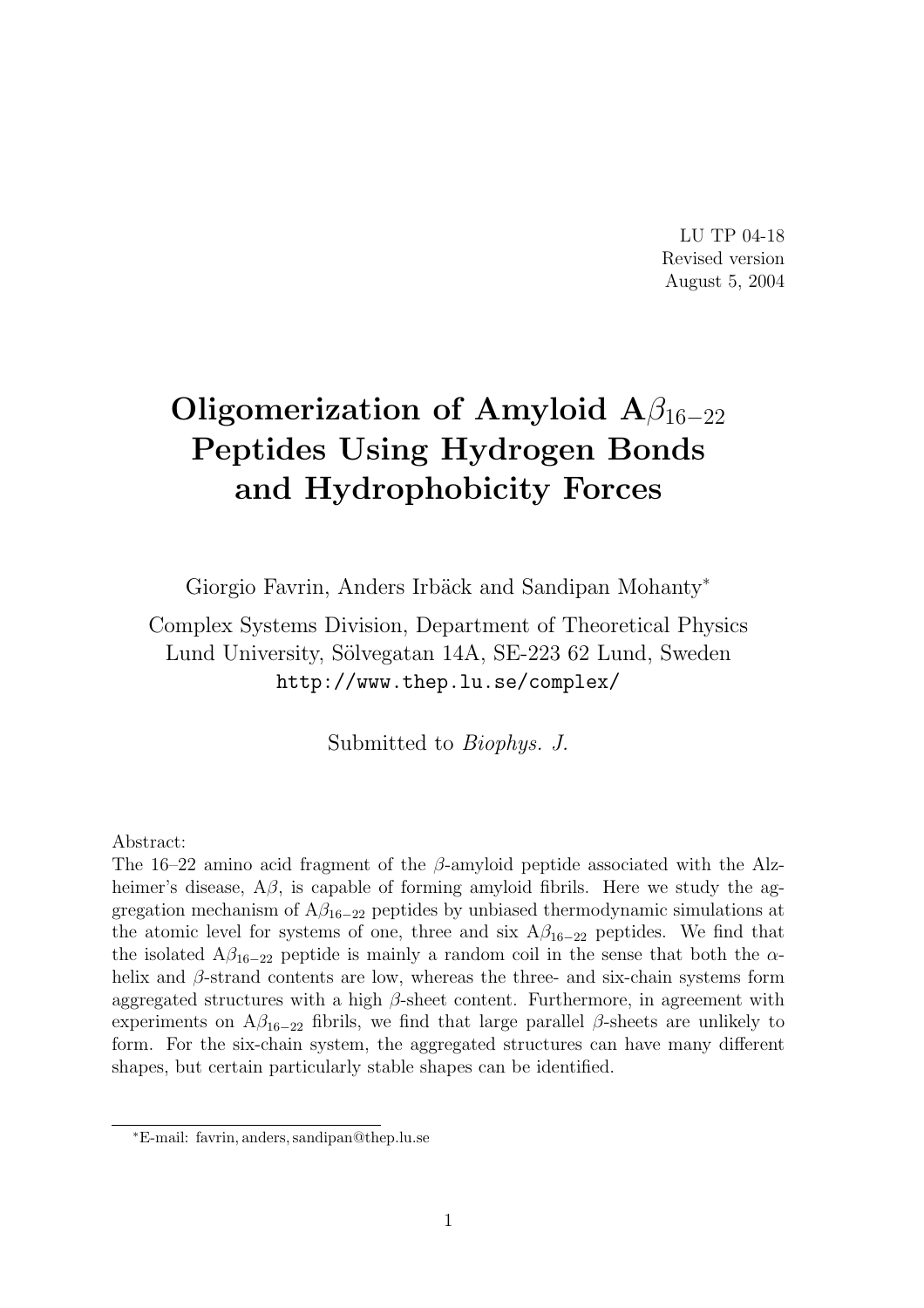LU TP 04-18
Revised version
August 5, 2004

# Oligomerization of Amyloid A$\beta_{16-22}$ Peptides Using Hydrogen Bonds and Hydrophobicity Forces

Giorgio Favrin, Anders Irbäck and Sandipan Mohanty*

Complex Systems Division, Department of Theoretical Physics
Lund University, Sölvegatan 14A, SE-223 62 Lund, Sweden
http://www.thep.lu.se/complex/

Submitted to *Biophys. J.*

Abstract:
The 16–22 amino acid fragment of the $\beta$-amyloid peptide associated with the Alzheimer's disease, A$\beta$, is capable of forming amyloid fibrils. Here we study the aggregation mechanism of A$\beta_{16-22}$ peptides by unbiased thermodynamic simulations at the atomic level for systems of one, three and six A$\beta_{16-22}$ peptides. We find that the isolated A$\beta_{16-22}$ peptide is mainly a random coil in the sense that both the $\alpha$-helix and $\beta$-strand contents are low, whereas the three- and six-chain systems form aggregated structures with a high $\beta$-sheet content. Furthermore, in agreement with experiments on A$\beta_{16-22}$ fibrils, we find that large parallel $\beta$-sheets are unlikely to form. For the six-chain system, the aggregated structures can have many different shapes, but certain particularly stable shapes can be identified.

*E-mail: favrin, anders, sandipan@thep.lu.se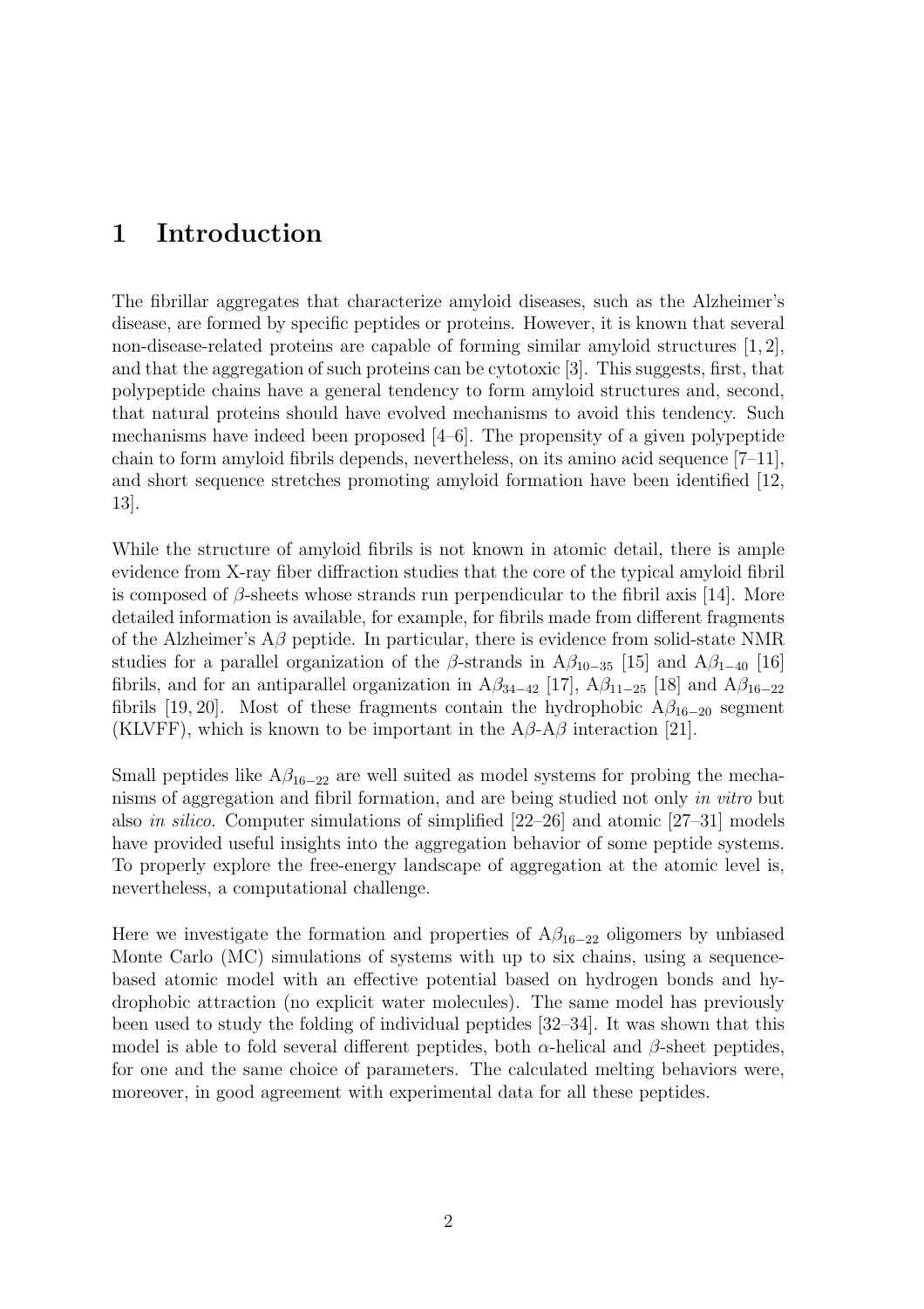# 1 Introduction

The fibrillar aggregates that characterize amyloid diseases, such as the Alzheimer's disease, are formed by specific peptides or proteins. However, it is known that several non-disease-related proteins are capable of forming similar amyloid structures [1, 2], and that the aggregation of such proteins can be cytotoxic [3]. This suggests, first, that polypeptide chains have a general tendency to form amyloid structures and, second, that natural proteins should have evolved mechanisms to avoid this tendency. Such mechanisms have indeed been proposed [4–6]. The propensity of a given polypeptide chain to form amyloid fibrils depends, nevertheless, on its amino acid sequence [7–11], and short sequence stretches promoting amyloid formation have been identified [12, 13].

While the structure of amyloid fibrils is not known in atomic detail, there is ample evidence from X-ray fiber diffraction studies that the core of the typical amyloid fibril is composed of $\beta$-sheets whose strands run perpendicular to the fibril axis [14]. More detailed information is available, for example, for fibrils made from different fragments of the Alzheimer's A$\beta$ peptide. In particular, there is evidence from solid-state NMR studies for a parallel organization of the $\beta$-strands in A$\beta_{10-35}$ [15] and A$\beta_{1-40}$ [16] fibrils, and for an antiparallel organization in A$\beta_{34-42}$ [17], A$\beta_{11-25}$ [18] and A$\beta_{16-22}$ fibrils [19, 20]. Most of these fragments contain the hydrophobic A$\beta_{16-20}$ segment (KLVFF), which is known to be important in the A$\beta$-A$\beta$ interaction [21].

Small peptides like A$\beta_{16-22}$ are well suited as model systems for probing the mechanisms of aggregation and fibril formation, and are being studied not only *in vitro* but also *in silico*. Computer simulations of simplified [22–26] and atomic [27–31] models have provided useful insights into the aggregation behavior of some peptide systems. To properly explore the free-energy landscape of aggregation at the atomic level is, nevertheless, a computational challenge.

Here we investigate the formation and properties of A$\beta_{16-22}$ oligomers by unbiased Monte Carlo (MC) simulations of systems with up to six chains, using a sequence-based atomic model with an effective potential based on hydrogen bonds and hydrophobic attraction (no explicit water molecules). The same model has previously been used to study the folding of individual peptides [32–34]. It was shown that this model is able to fold several different peptides, both $\alpha$-helical and $\beta$-sheet peptides, for one and the same choice of parameters. The calculated melting behaviors were, moreover, in good agreement with experimental data for all these peptides.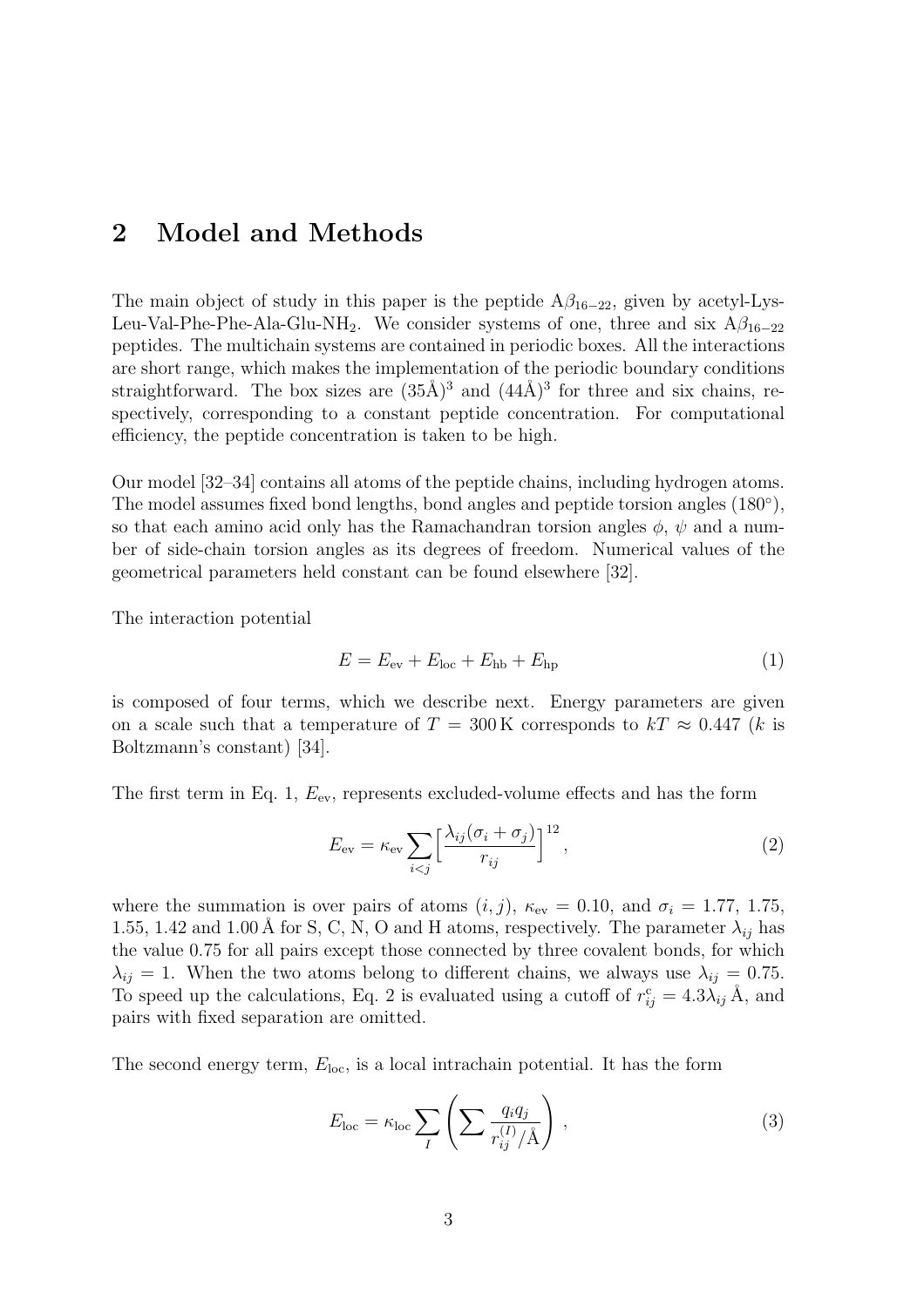## 2 Model and Methods

The main object of study in this paper is the peptide A$\beta_{16-22}$, given by acetyl-Lys-Leu-Val-Phe-Phe-Ala-Glu-$NH_2$. We consider systems of one, three and six A$\beta_{16-22}$ peptides. The multichain systems are contained in periodic boxes. All the interactions are short range, which makes the implementation of the periodic boundary conditions straightforward. The box sizes are $(35\text{Å})^3$ and $(44\text{Å})^3$ for three and six chains, respectively, corresponding to a constant peptide concentration. For computational efficiency, the peptide concentration is taken to be high.

Our model [32–34] contains all atoms of the peptide chains, including hydrogen atoms. The model assumes fixed bond lengths, bond angles and peptide torsion angles (180°), so that each amino acid only has the Ramachandran torsion angles $\phi$, $\psi$ and a number of side-chain torsion angles as its degrees of freedom. Numerical values of the geometrical parameters held constant can be found elsewhere [32].

The interaction potential

$$E = E_{\text{ev}} + E_{\text{loc}} + E_{\text{hb}} + E_{\text{hp}} \tag{1}$$

is composed of four terms, which we describe next. Energy parameters are given on a scale such that a temperature of $T = 300\,\text{K}$ corresponds to $kT \approx 0.447$ ($k$ is Boltzmann's constant) [34].

The first term in Eq. 1, $E_{\text{ev}}$, represents excluded-volume effects and has the form

$$E_{\text{ev}} = \kappa_{\text{ev}} \sum_{i<j} \Big[ \frac{\lambda_{ij}(\sigma_i + \sigma_j)}{r_{ij}} \Big]^{12} , \tag{2}$$

where the summation is over pairs of atoms $(i, j)$, $\kappa_{\text{ev}} = 0.10$, and $\sigma_i = 1.77$, 1.75, 1.55, 1.42 and 1.00 Å for S, C, N, O and H atoms, respectively. The parameter $\lambda_{ij}$ has the value 0.75 for all pairs except those connected by three covalent bonds, for which $\lambda_{ij} = 1$. When the two atoms belong to different chains, we always use $\lambda_{ij} = 0.75$. To speed up the calculations, Eq. 2 is evaluated using a cutoff of $r^{\text{c}}_{ij} = 4.3\lambda_{ij}$ Å, and pairs with fixed separation are omitted.

The second energy term, $E_{\text{loc}}$, is a local intrachain potential. It has the form

$$E_{\text{loc}} = \kappa_{\text{loc}} \sum_{I} \left( \sum \frac{q_i q_j}{r^{(I)}_{ij}/\text{Å}} \right) , \tag{3}$$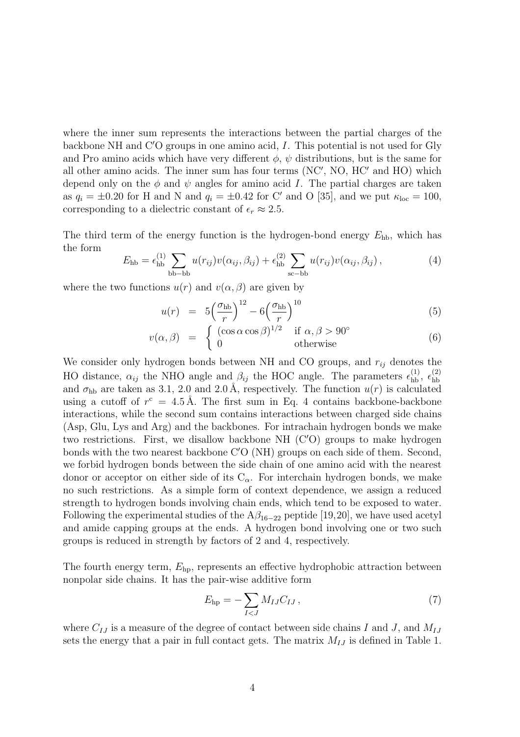where the inner sum represents the interactions between the partial charges of the backbone NH and C′O groups in one amino acid, $I$. This potential is not used for Gly and Pro amino acids which have very different $\phi$, $\psi$ distributions, but is the same for all other amino acids. The inner sum has four terms (NC′, NO, HC′ and HO) which depend only on the $\phi$ and $\psi$ angles for amino acid $I$. The partial charges are taken as $q_i = \pm 0.20$ for H and N and $q_i = \pm 0.42$ for C′ and O [35], and we put $\kappa_{\mathrm{loc}} = 100$, corresponding to a dielectric constant of $\epsilon_r \approx 2.5$.

The third term of the energy function is the hydrogen-bond energy $E_{\mathrm{hb}}$, which has the form

$$E_{\mathrm{hb}} = \epsilon_{\mathrm{hb}}^{(1)} \sum_{\mathrm{bb-bb}} u(r_{ij}) v(\alpha_{ij}, \beta_{ij}) + \epsilon_{\mathrm{hb}}^{(2)} \sum_{\mathrm{sc-bb}} u(r_{ij}) v(\alpha_{ij}, \beta_{ij}) \,, \tag{4}$$

where the two functions $u(r)$ and $v(\alpha, \beta)$ are given by

$$u(r) = 5\Big(\frac{\sigma_{\mathrm{hb}}}{r}\Big)^{12} - 6\Big(\frac{\sigma_{\mathrm{hb}}}{r}\Big)^{10} \tag{5}$$

$$v(\alpha, \beta) = \begin{cases} (\cos\alpha \cos\beta)^{1/2} & \text{if } \alpha, \beta > 90^\circ \\ 0 & \text{otherwise} \end{cases} \tag{6}$$

We consider only hydrogen bonds between NH and CO groups, and $r_{ij}$ denotes the HO distance, $\alpha_{ij}$ the NHO angle and $\beta_{ij}$ the HOC angle. The parameters $\epsilon_{\mathrm{hb}}^{(1)}$, $\epsilon_{\mathrm{hb}}^{(2)}$ and $\sigma_{\mathrm{hb}}$ are taken as 3.1, 2.0 and 2.0 Å, respectively. The function $u(r)$ is calculated using a cutoff of $r^{\mathrm{c}} = 4.5$ Å. The first sum in Eq. 4 contains backbone-backbone interactions, while the second sum contains interactions between charged side chains (Asp, Glu, Lys and Arg) and the backbones. For intrachain hydrogen bonds we make two restrictions. First, we disallow backbone NH (C′O) groups to make hydrogen bonds with the two nearest backbone C′O (NH) groups on each side of them. Second, we forbid hydrogen bonds between the side chain of one amino acid with the nearest donor or acceptor on either side of its $\mathrm{C}_\alpha$. For interchain hydrogen bonds, we make no such restrictions. As a simple form of context dependence, we assign a reduced strength to hydrogen bonds involving chain ends, which tend to be exposed to water. Following the experimental studies of the $\mathrm{A}\beta_{16-22}$ peptide [19,20], we have used acetyl and amide capping groups at the ends. A hydrogen bond involving one or two such groups is reduced in strength by factors of 2 and 4, respectively.

The fourth energy term, $E_{\mathrm{hp}}$, represents an effective hydrophobic attraction between nonpolar side chains. It has the pair-wise additive form

$$E_{\mathrm{hp}} = -\sum_{I<J} M_{IJ} C_{IJ} \,, \tag{7}$$

where $C_{IJ}$ is a measure of the degree of contact between side chains $I$ and $J$, and $M_{IJ}$ sets the energy that a pair in full contact gets. The matrix $M_{IJ}$ is defined in Table 1.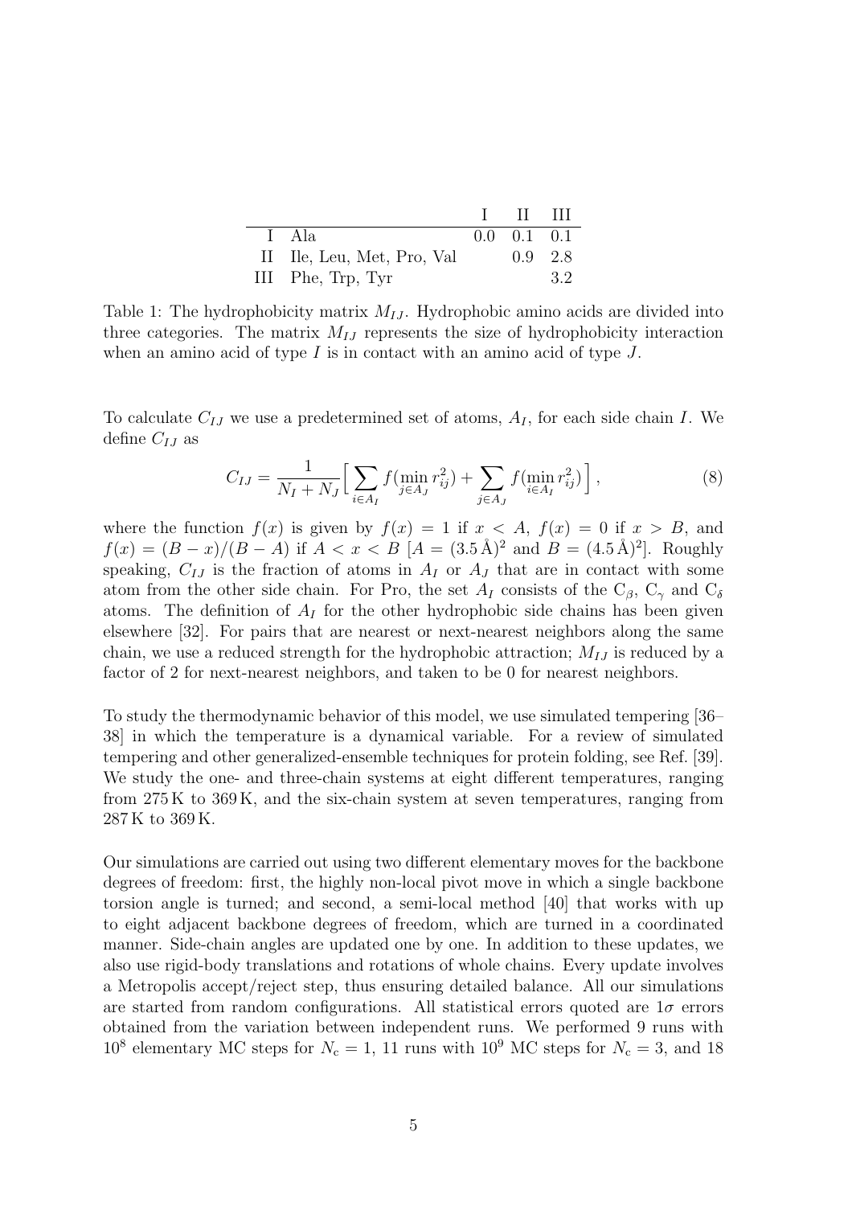| | | I | II | III |
|---|---|---|---|---|
| I | Ala | 0.0 | 0.1 | 0.1 |
| II | Ile, Leu, Met, Pro, Val | | 0.9 | 2.8 |
| III | Phe, Trp, Tyr | | | 3.2 |

Table 1: The hydrophobicity matrix $M_{IJ}$. Hydrophobic amino acids are divided into three categories. The matrix $M_{IJ}$ represents the size of hydrophobicity interaction when an amino acid of type $I$ is in contact with an amino acid of type $J$.

To calculate $C_{IJ}$ we use a predetermined set of atoms, $A_I$, for each side chain $I$. We define $C_{IJ}$ as

$$C_{IJ} = \frac{1}{N_I + N_J}\Big[\sum_{i \in A_I} f(\min_{j \in A_J} r_{ij}^2) + \sum_{j \in A_J} f(\min_{i \in A_I} r_{ij}^2)\Big]\,, \tag{8}$$

where the function $f(x)$ is given by $f(x) = 1$ if $x < A$, $f(x) = 0$ if $x > B$, and $f(x) = (B - x)/(B - A)$ if $A < x < B$ [$A = (3.5\,\text{Å})^2$ and $B = (4.5\,\text{Å})^2$]. Roughly speaking, $C_{IJ}$ is the fraction of atoms in $A_I$ or $A_J$ that are in contact with some atom from the other side chain. For Pro, the set $A_I$ consists of the $C_\beta$, $C_\gamma$ and $C_\delta$ atoms. The definition of $A_I$ for the other hydrophobic side chains has been given elsewhere [32]. For pairs that are nearest or next-nearest neighbors along the same chain, we use a reduced strength for the hydrophobic attraction; $M_{IJ}$ is reduced by a factor of 2 for next-nearest neighbors, and taken to be 0 for nearest neighbors.

To study the thermodynamic behavior of this model, we use simulated tempering [36–38] in which the temperature is a dynamical variable. For a review of simulated tempering and other generalized-ensemble techniques for protein folding, see Ref. [39]. We study the one- and three-chain systems at eight different temperatures, ranging from 275 K to 369 K, and the six-chain system at seven temperatures, ranging from 287 K to 369 K.

Our simulations are carried out using two different elementary moves for the backbone degrees of freedom: first, the highly non-local pivot move in which a single backbone torsion angle is turned; and second, a semi-local method [40] that works with up to eight adjacent backbone degrees of freedom, which are turned in a coordinated manner. Side-chain angles are updated one by one. In addition to these updates, we also use rigid-body translations and rotations of whole chains. Every update involves a Metropolis accept/reject step, thus ensuring detailed balance. All our simulations are started from random configurations. All statistical errors quoted are $1\sigma$ errors obtained from the variation between independent runs. We performed 9 runs with $10^8$ elementary MC steps for $N_c = 1$, 11 runs with $10^9$ MC steps for $N_c = 3$, and 18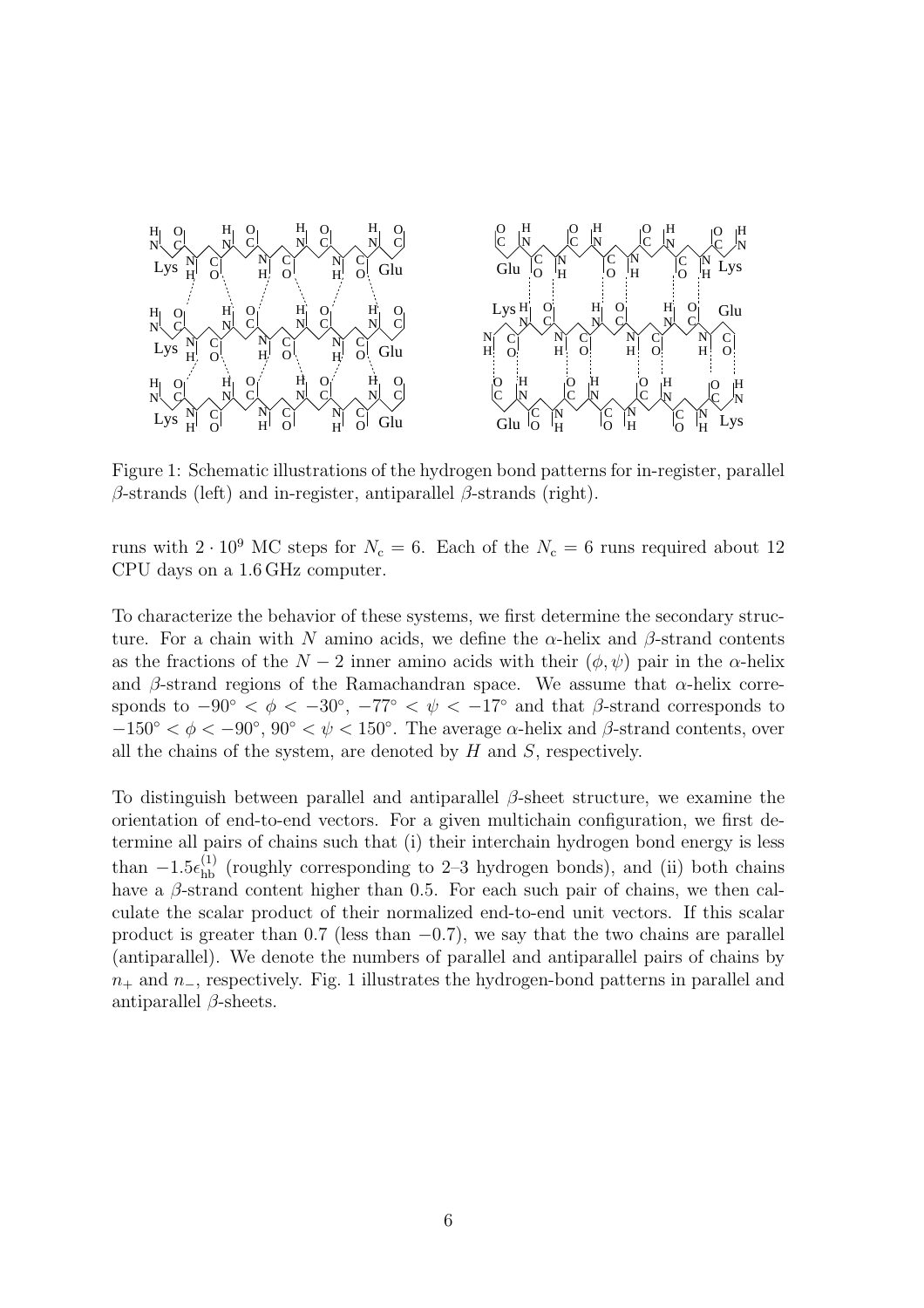Figure 1: Schematic illustrations of the hydrogen bond patterns for in-register, parallel $\beta$-strands (left) and in-register, antiparallel $\beta$-strands (right).

runs with $2 \cdot 10^9$ MC steps for $N_c = 6$. Each of the $N_c = 6$ runs required about 12 CPU days on a 1.6 GHz computer.

To characterize the behavior of these systems, we first determine the secondary structure. For a chain with $N$ amino acids, we define the $\alpha$-helix and $\beta$-strand contents as the fractions of the $N-2$ inner amino acids with their $(\phi, \psi)$ pair in the $\alpha$-helix and $\beta$-strand regions of the Ramachandran space. We assume that $\alpha$-helix corresponds to $-90^\circ < \phi < -30^\circ$, $-77^\circ < \psi < -17^\circ$ and that $\beta$-strand corresponds to $-150^\circ < \phi < -90^\circ$, $90^\circ < \psi < 150^\circ$. The average $\alpha$-helix and $\beta$-strand contents, over all the chains of the system, are denoted by $H$ and $S$, respectively.

To distinguish between parallel and antiparallel $\beta$-sheet structure, we examine the orientation of end-to-end vectors. For a given multichain configuration, we first determine all pairs of chains such that (i) their interchain hydrogen bond energy is less than $-1.5\epsilon_{\text{hb}}^{(1)}$ (roughly corresponding to 2–3 hydrogen bonds), and (ii) both chains have a $\beta$-strand content higher than 0.5. For each such pair of chains, we then calculate the scalar product of their normalized end-to-end unit vectors. If this scalar product is greater than 0.7 (less than $-0.7$), we say that the two chains are parallel (antiparallel). We denote the numbers of parallel and antiparallel pairs of chains by $n_+$ and $n_-$, respectively. Fig. 1 illustrates the hydrogen-bond patterns in parallel and antiparallel $\beta$-sheets.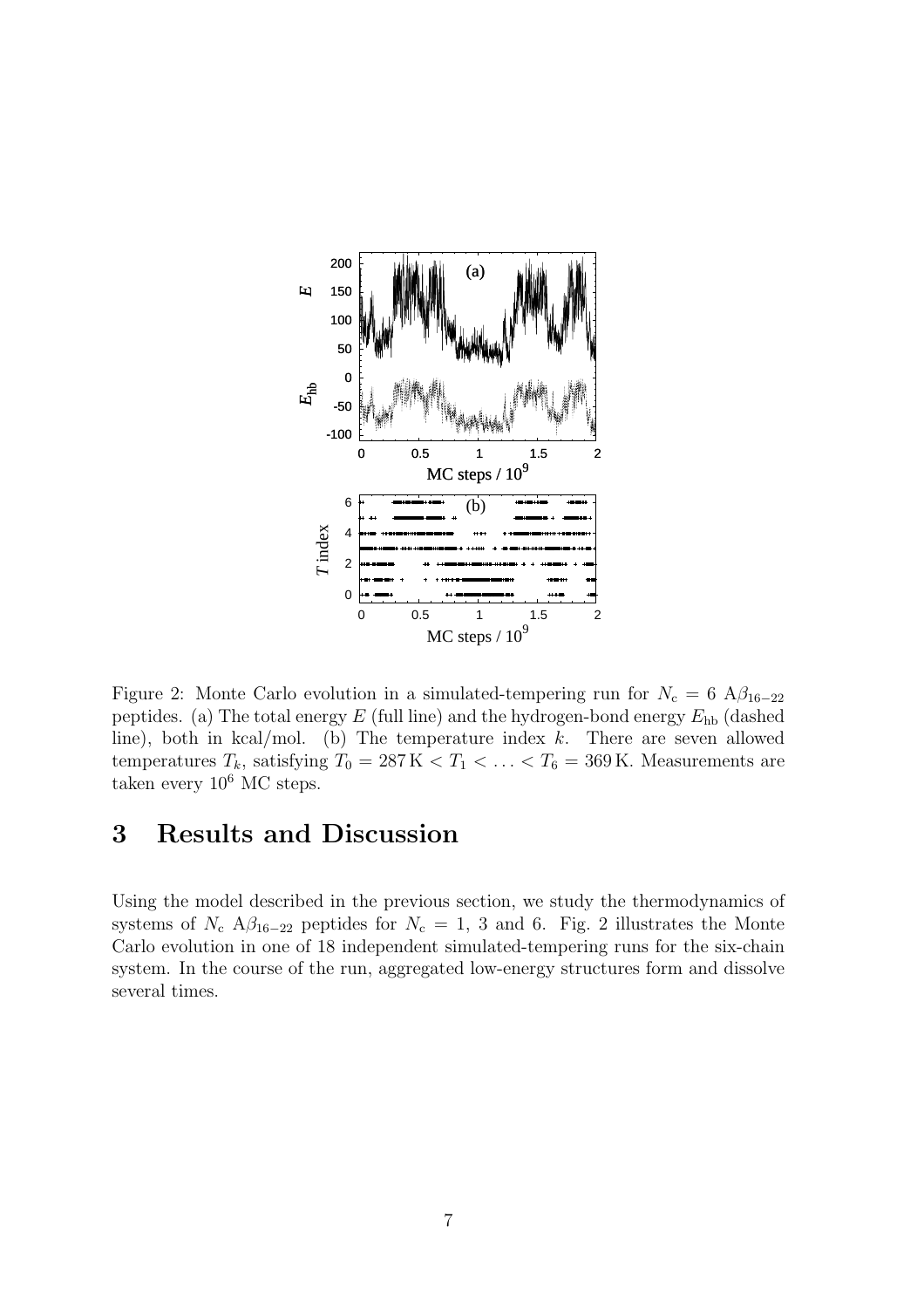Figure 2: Monte Carlo evolution in a simulated-tempering run for $N_c = 6$ A$\beta_{16-22}$ peptides. (a) The total energy $E$ (full line) and the hydrogen-bond energy $E_{hb}$ (dashed line), both in kcal/mol. (b) The temperature index $k$. There are seven allowed temperatures $T_k$, satisfying $T_0 = 287\,\text{K} < T_1 < \ldots < T_6 = 369\,\text{K}$. Measurements are taken every $10^6$ MC steps.

# 3 Results and Discussion

Using the model described in the previous section, we study the thermodynamics of systems of $N_c$ A$\beta_{16-22}$ peptides for $N_c = 1$, 3 and 6. Fig. 2 illustrates the Monte Carlo evolution in one of 18 independent simulated-tempering runs for the six-chain system. In the course of the run, aggregated low-energy structures form and dissolve several times.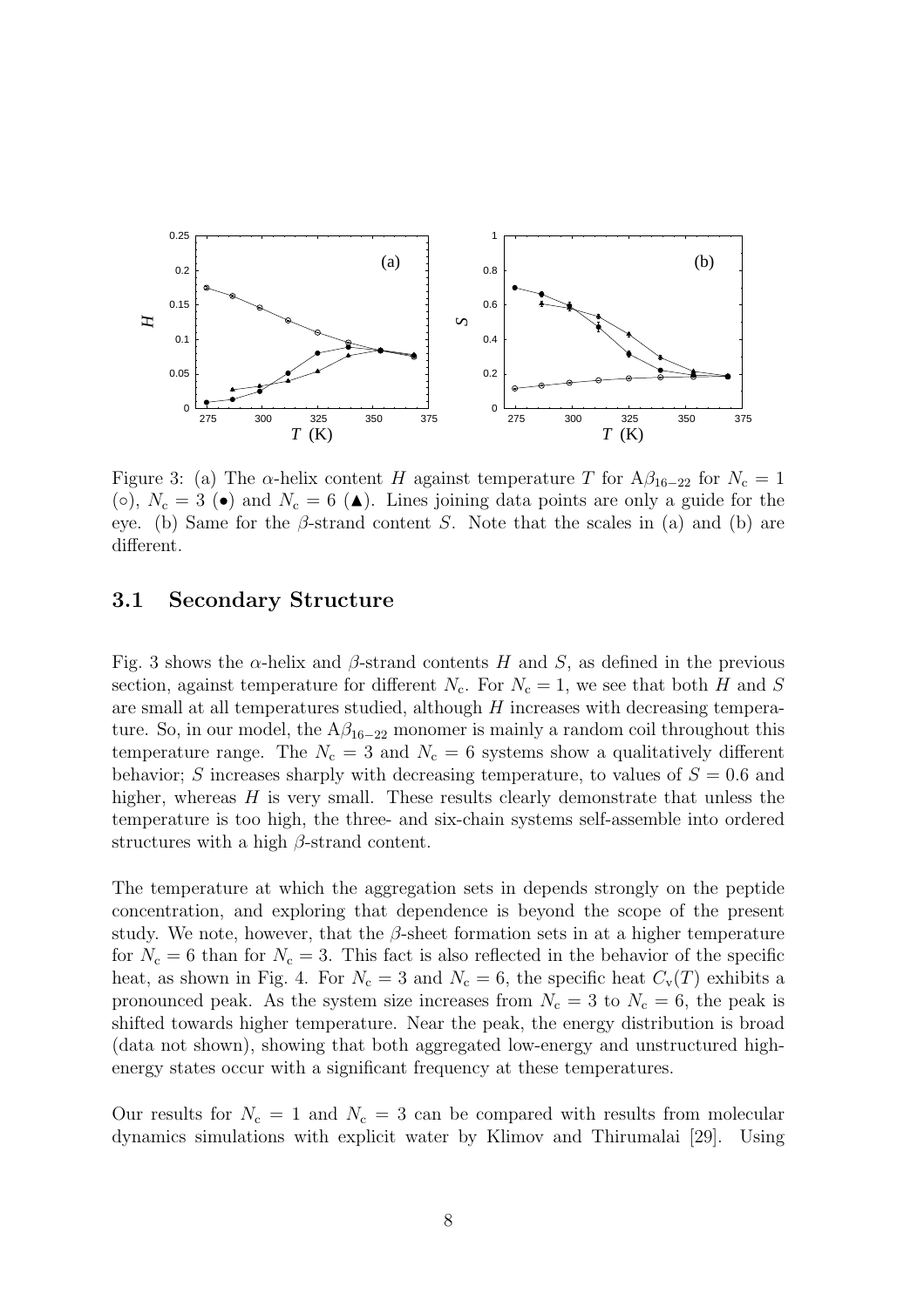Figure 3: (a) The $\alpha$-helix content $H$ against temperature $T$ for $A\beta_{16-22}$ for $N_c = 1$ (○), $N_c = 3$ (●) and $N_c = 6$ (▲). Lines joining data points are only a guide for the eye. (b) Same for the $\beta$-strand content $S$. Note that the scales in (a) and (b) are different.

### 3.1 Secondary Structure

Fig. 3 shows the $\alpha$-helix and $\beta$-strand contents $H$ and $S$, as defined in the previous section, against temperature for different $N_c$. For $N_c = 1$, we see that both $H$ and $S$ are small at all temperatures studied, although $H$ increases with decreasing temperature. So, in our model, the $A\beta_{16-22}$ monomer is mainly a random coil throughout this temperature range. The $N_c = 3$ and $N_c = 6$ systems show a qualitatively different behavior; $S$ increases sharply with decreasing temperature, to values of $S = 0.6$ and higher, whereas $H$ is very small. These results clearly demonstrate that unless the temperature is too high, the three- and six-chain systems self-assemble into ordered structures with a high $\beta$-strand content.

The temperature at which the aggregation sets in depends strongly on the peptide concentration, and exploring that dependence is beyond the scope of the present study. We note, however, that the $\beta$-sheet formation sets in at a higher temperature for $N_c = 6$ than for $N_c = 3$. This fact is also reflected in the behavior of the specific heat, as shown in Fig. 4. For $N_c = 3$ and $N_c = 6$, the specific heat $C_v(T)$ exhibits a pronounced peak. As the system size increases from $N_c = 3$ to $N_c = 6$, the peak is shifted towards higher temperature. Near the peak, the energy distribution is broad (data not shown), showing that both aggregated low-energy and unstructured high-energy states occur with a significant frequency at these temperatures.

Our results for $N_c = 1$ and $N_c = 3$ can be compared with results from molecular dynamics simulations with explicit water by Klimov and Thirumalai [29]. Using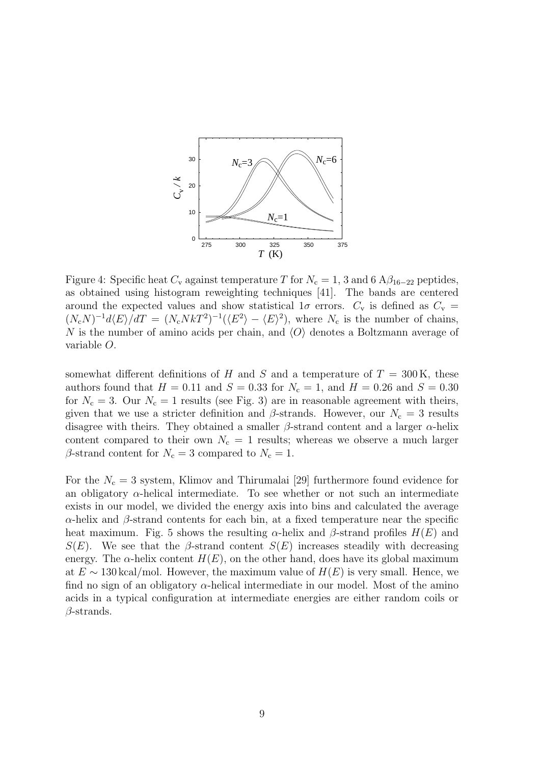Figure 4: Specific heat $C_v$ against temperature $T$ for $N_c = 1$, 3 and 6 A$\beta_{16-22}$ peptides, as obtained using histogram reweighting techniques [41]. The bands are centered around the expected values and show statistical $1\sigma$ errors. $C_v$ is defined as $C_v = (N_c N)^{-1} d\langle E\rangle/dT = (N_c N k T^2)^{-1}(\langle E^2\rangle - \langle E\rangle^2)$, where $N_c$ is the number of chains, $N$ is the number of amino acids per chain, and $\langle O\rangle$ denotes a Boltzmann average of variable $O$.

somewhat different definitions of $H$ and $S$ and a temperature of $T = 300\,\text{K}$, these authors found that $H = 0.11$ and $S = 0.33$ for $N_c = 1$, and $H = 0.26$ and $S = 0.30$ for $N_c = 3$. Our $N_c = 1$ results (see Fig. 3) are in reasonable agreement with theirs, given that we use a stricter definition and $\beta$-strands. However, our $N_c = 3$ results disagree with theirs. They obtained a smaller $\beta$-strand content and a larger $\alpha$-helix content compared to their own $N_c = 1$ results; whereas we observe a much larger $\beta$-strand content for $N_c = 3$ compared to $N_c = 1$.

For the $N_c = 3$ system, Klimov and Thirumalai [29] furthermore found evidence for an obligatory $\alpha$-helical intermediate. To see whether or not such an intermediate exists in our model, we divided the energy axis into bins and calculated the average $\alpha$-helix and $\beta$-strand contents for each bin, at a fixed temperature near the specific heat maximum. Fig. 5 shows the resulting $\alpha$-helix and $\beta$-strand profiles $H(E)$ and $S(E)$. We see that the $\beta$-strand content $S(E)$ increases steadily with decreasing energy. The $\alpha$-helix content $H(E)$, on the other hand, does have its global maximum at $E \sim 130\,\text{kcal/mol}$. However, the maximum value of $H(E)$ is very small. Hence, we find no sign of an obligatory $\alpha$-helical intermediate in our model. Most of the amino acids in a typical configuration at intermediate energies are either random coils or $\beta$-strands.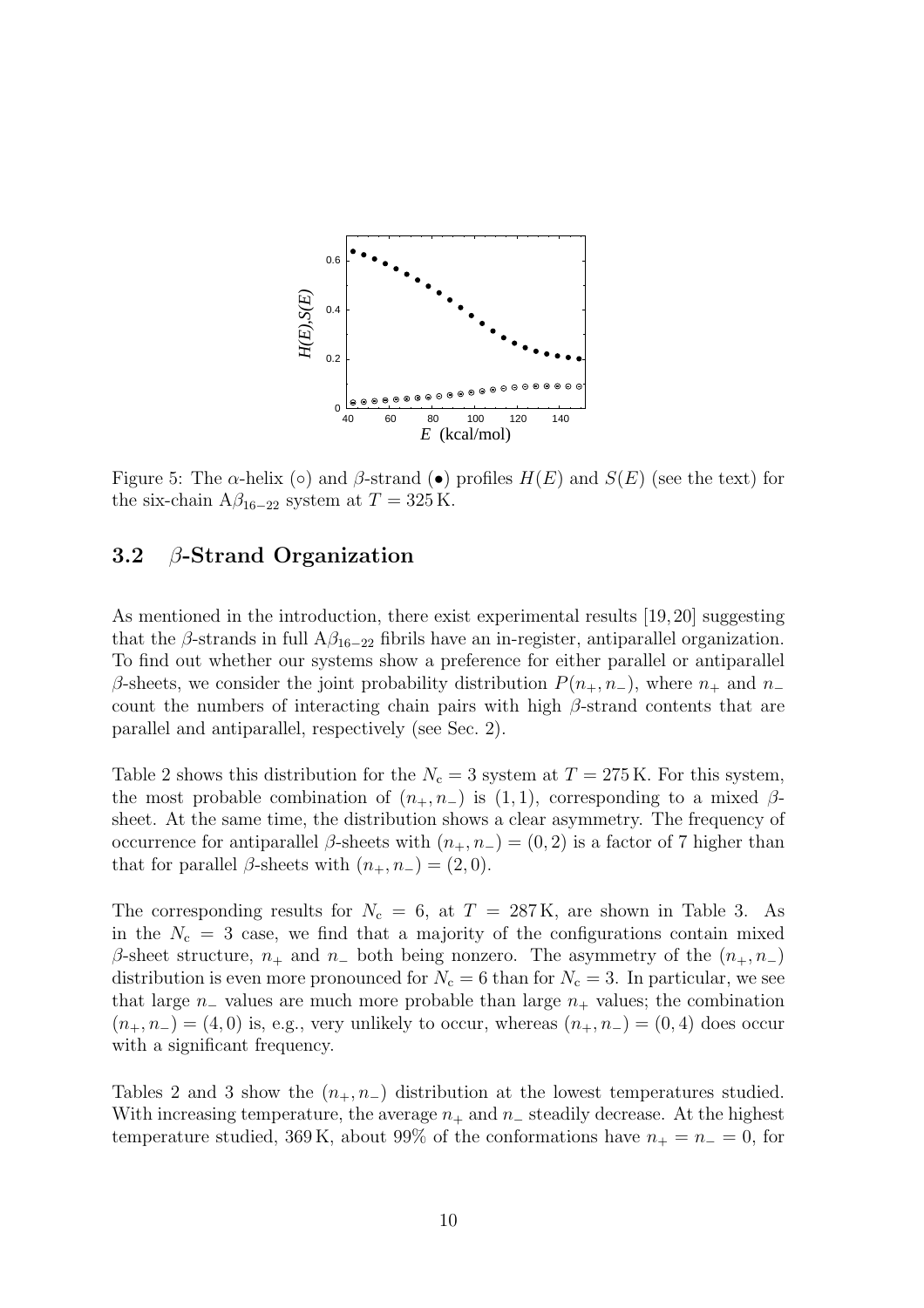Figure 5: The $\alpha$-helix ($\circ$) and $\beta$-strand ($\bullet$) profiles $H(E)$ and $S(E)$ (see the text) for the six-chain $A\beta_{16-22}$ system at $T = 325\,\text{K}$.

### 3.2 $\beta$-Strand Organization

As mentioned in the introduction, there exist experimental results [19, 20] suggesting that the $\beta$-strands in full $A\beta_{16-22}$ fibrils have an in-register, antiparallel organization. To find out whether our systems show a preference for either parallel or antiparallel $\beta$-sheets, we consider the joint probability distribution $P(n_+, n_-)$, where $n_+$ and $n_-$ count the numbers of interacting chain pairs with high $\beta$-strand contents that are parallel and antiparallel, respectively (see Sec. 2).

Table 2 shows this distribution for the $N_c = 3$ system at $T = 275\,\text{K}$. For this system, the most probable combination of $(n_+, n_-)$ is $(1, 1)$, corresponding to a mixed $\beta$-sheet. At the same time, the distribution shows a clear asymmetry. The frequency of occurrence for antiparallel $\beta$-sheets with $(n_+, n_-) = (0, 2)$ is a factor of 7 higher than that for parallel $\beta$-sheets with $(n_+, n_-) = (2, 0)$.

The corresponding results for $N_c = 6$, at $T = 287\,\text{K}$, are shown in Table 3. As in the $N_c = 3$ case, we find that a majority of the configurations contain mixed $\beta$-sheet structure, $n_+$ and $n_-$ both being nonzero. The asymmetry of the $(n_+, n_-)$ distribution is even more pronounced for $N_c = 6$ than for $N_c = 3$. In particular, we see that large $n_-$ values are much more probable than large $n_+$ values; the combination $(n_+, n_-) = (4, 0)$ is, e.g., very unlikely to occur, whereas $(n_+, n_-) = (0, 4)$ does occur with a significant frequency.

Tables 2 and 3 show the $(n_+, n_-)$ distribution at the lowest temperatures studied. With increasing temperature, the average $n_+$ and $n_-$ steadily decrease. At the highest temperature studied, 369 K, about 99% of the conformations have $n_+ = n_- = 0$, for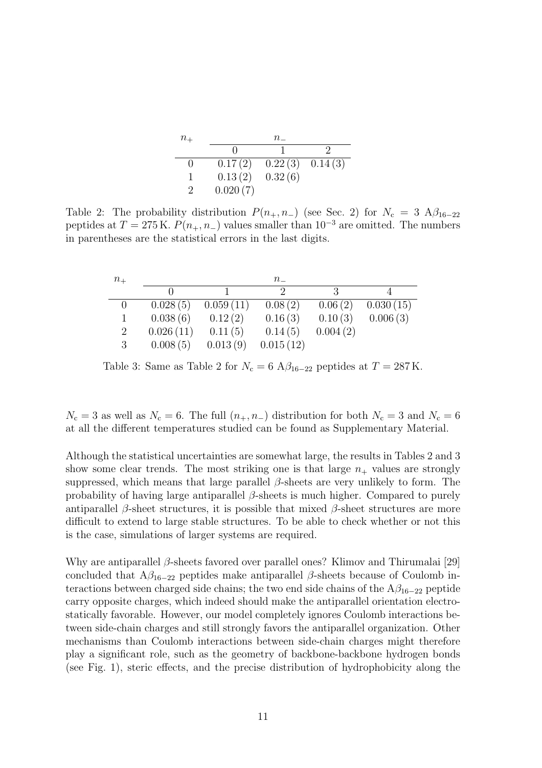| $n_+$ | $n_-$ | | |
|---|---|---|---|
| | 0 | 1 | 2 |
| 0 | 0.17 (2) | 0.22 (3) | 0.14 (3) |
| 1 | 0.13 (2) | 0.32 (6) | |
| 2 | 0.020 (7) | | |

Table 2: The probability distribution $P(n_+, n_-)$ (see Sec. 2) for $N_c = 3$ A$\beta_{16-22}$ peptides at $T = 275$ K. $P(n_+, n_-)$ values smaller than $10^{-3}$ are omitted. The numbers in parentheses are the statistical errors in the last digits.

| $n_+$ | $n_-$ | | | | |
|---|---|---|---|---|---|
| | 0 | 1 | 2 | 3 | 4 |
| 0 | 0.028 (5) | 0.059 (11) | 0.08 (2) | 0.06 (2) | 0.030 (15) |
| 1 | 0.038 (6) | 0.12 (2) | 0.16 (3) | 0.10 (3) | 0.006 (3) |
| 2 | 0.026 (11) | 0.11 (5) | 0.14 (5) | 0.004 (2) | |
| 3 | 0.008 (5) | 0.013 (9) | 0.015 (12) | | |

Table 3: Same as Table 2 for $N_c = 6$ A$\beta_{16-22}$ peptides at $T = 287$ K.

$N_c = 3$ as well as $N_c = 6$. The full $(n_+, n_-)$ distribution for both $N_c = 3$ and $N_c = 6$ at all the different temperatures studied can be found as Supplementary Material.

Although the statistical uncertainties are somewhat large, the results in Tables 2 and 3 show some clear trends. The most striking one is that large $n_+$ values are strongly suppressed, which means that large parallel $\beta$-sheets are very unlikely to form. The probability of having large antiparallel $\beta$-sheets is much higher. Compared to purely antiparallel $\beta$-sheet structures, it is possible that mixed $\beta$-sheet structures are more difficult to extend to large stable structures. To be able to check whether or not this is the case, simulations of larger systems are required.

Why are antiparallel $\beta$-sheets favored over parallel ones? Klimov and Thirumalai [29] concluded that A$\beta_{16-22}$ peptides make antiparallel $\beta$-sheets because of Coulomb interactions between charged side chains; the two end side chains of the A$\beta_{16-22}$ peptide carry opposite charges, which indeed should make the antiparallel orientation electrostatically favorable. However, our model completely ignores Coulomb interactions between side-chain charges and still strongly favors the antiparallel organization. Other mechanisms than Coulomb interactions between side-chain charges might therefore play a significant role, such as the geometry of backbone-backbone hydrogen bonds (see Fig. 1), steric effects, and the precise distribution of hydrophobicity along the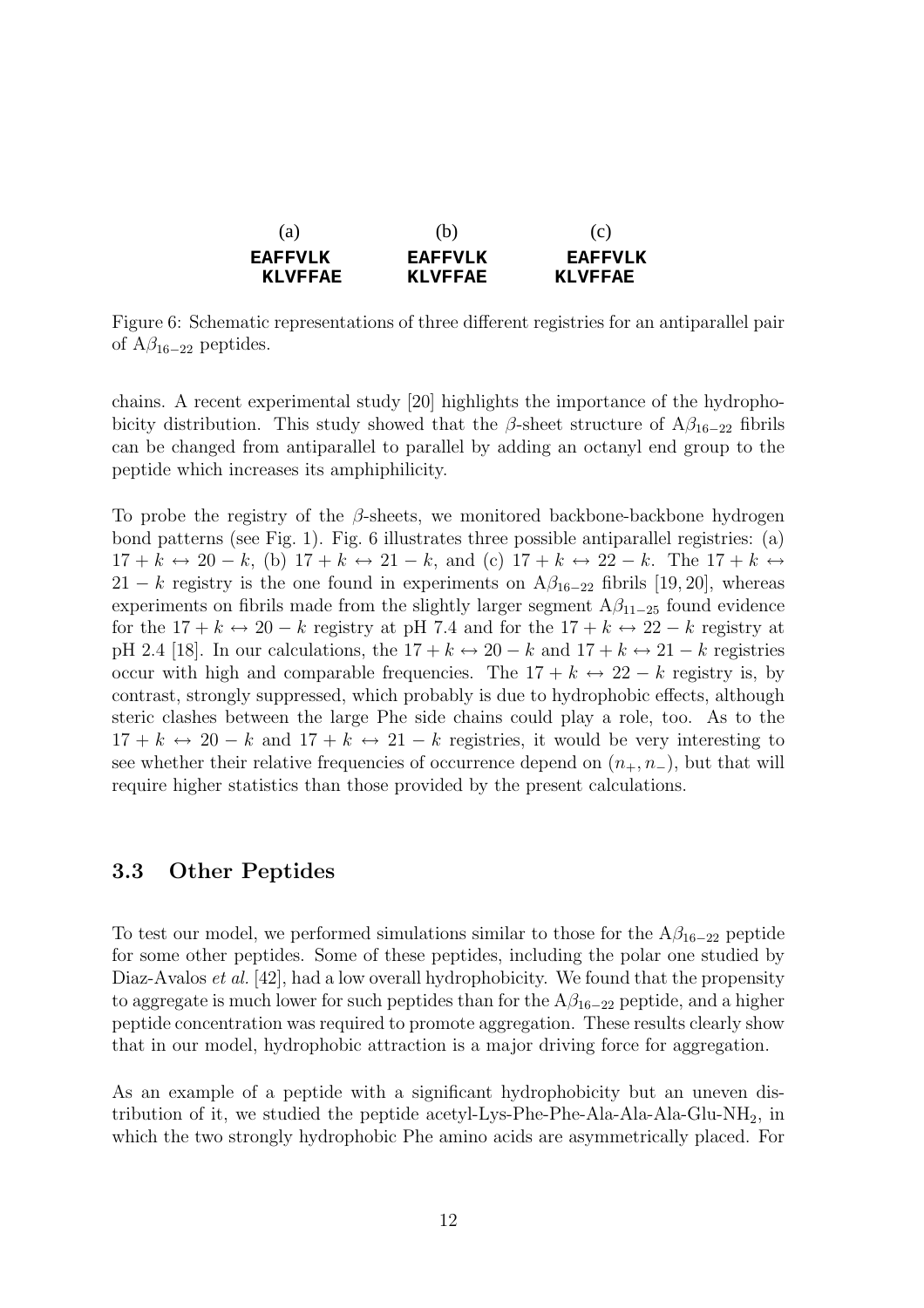| (a) | (b) | (c) |
|---|---|---|
| EAFFVLK | EAFFVLK | EAFFVLK |
| KLVFFAE | KLVFFAE | KLVFFAE |

Figure 6: Schematic representations of three different registries for an antiparallel pair of A$\beta_{16-22}$ peptides.

chains. A recent experimental study [20] highlights the importance of the hydrophobicity distribution. This study showed that the $\beta$-sheet structure of A$\beta_{16-22}$ fibrils can be changed from antiparallel to parallel by adding an octanyl end group to the peptide which increases its amphiphilicity.

To probe the registry of the $\beta$-sheets, we monitored backbone-backbone hydrogen bond patterns (see Fig. 1). Fig. 6 illustrates three possible antiparallel registries: (a) $17 + k \leftrightarrow 20 - k$, (b) $17 + k \leftrightarrow 21 - k$, and (c) $17 + k \leftrightarrow 22 - k$. The $17 + k \leftrightarrow 21 - k$ registry is the one found in experiments on A$\beta_{16-22}$ fibrils [19, 20], whereas experiments on fibrils made from the slightly larger segment A$\beta_{11-25}$ found evidence for the $17 + k \leftrightarrow 20 - k$ registry at pH 7.4 and for the $17 + k \leftrightarrow 22 - k$ registry at pH 2.4 [18]. In our calculations, the $17 + k \leftrightarrow 20 - k$ and $17 + k \leftrightarrow 21 - k$ registries occur with high and comparable frequencies. The $17 + k \leftrightarrow 22 - k$ registry is, by contrast, strongly suppressed, which probably is due to hydrophobic effects, although steric clashes between the large Phe side chains could play a role, too. As to the $17 + k \leftrightarrow 20 - k$ and $17 + k \leftrightarrow 21 - k$ registries, it would be very interesting to see whether their relative frequencies of occurrence depend on $(n_+, n_-)$, but that will require higher statistics than those provided by the present calculations.

### 3.3 Other Peptides

To test our model, we performed simulations similar to those for the A$\beta_{16-22}$ peptide for some other peptides. Some of these peptides, including the polar one studied by Diaz-Avalos *et al.* [42], had a low overall hydrophobicity. We found that the propensity to aggregate is much lower for such peptides than for the A$\beta_{16-22}$ peptide, and a higher peptide concentration was required to promote aggregation. These results clearly show that in our model, hydrophobic attraction is a major driving force for aggregation.

As an example of a peptide with a significant hydrophobicity but an uneven distribution of it, we studied the peptide acetyl-Lys-Phe-Phe-Ala-Ala-Ala-Glu-$NH_2$, in which the two strongly hydrophobic Phe amino acids are asymmetrically placed. For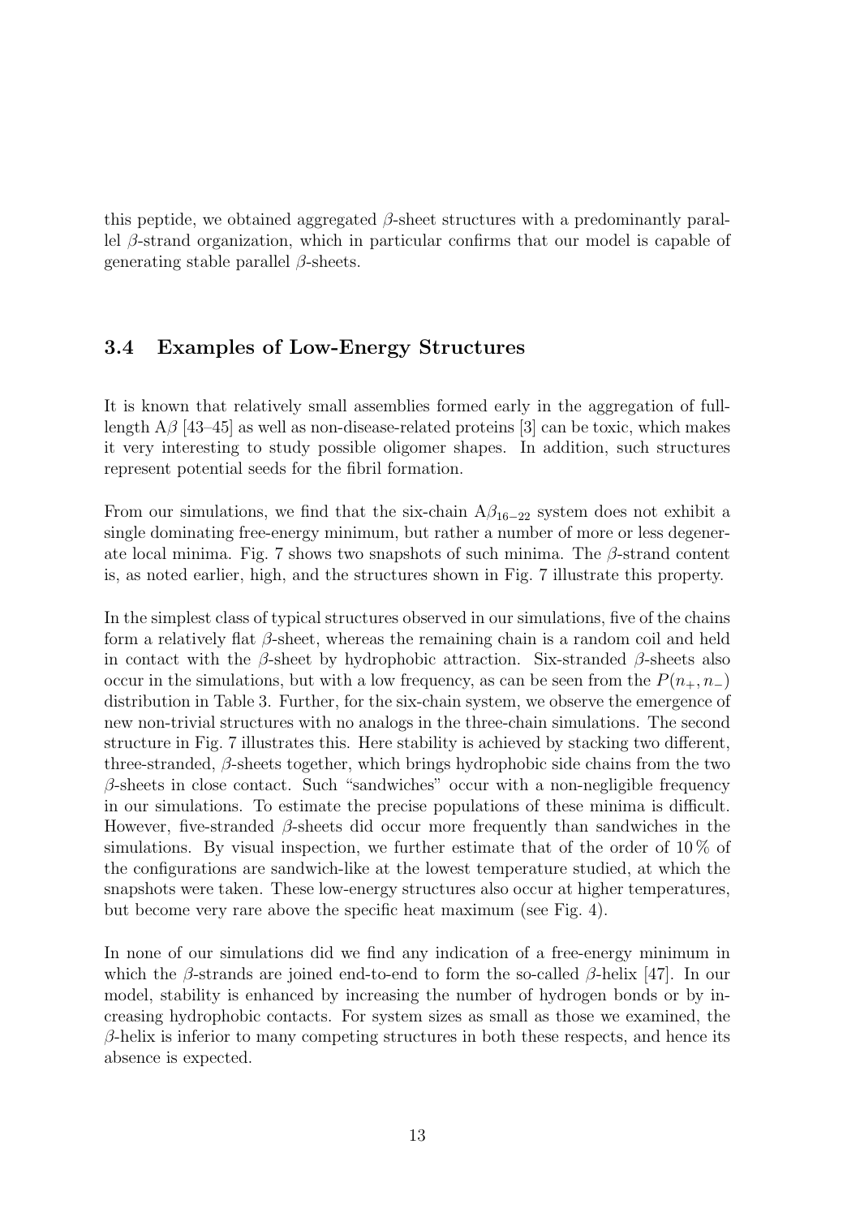this peptide, we obtained aggregated $\beta$-sheet structures with a predominantly parallel $\beta$-strand organization, which in particular confirms that our model is capable of generating stable parallel $\beta$-sheets.

### 3.4 Examples of Low-Energy Structures

It is known that relatively small assemblies formed early in the aggregation of full-length A$\beta$ [43–45] as well as non-disease-related proteins [3] can be toxic, which makes it very interesting to study possible oligomer shapes. In addition, such structures represent potential seeds for the fibril formation.

From our simulations, we find that the six-chain A$\beta_{16-22}$ system does not exhibit a single dominating free-energy minimum, but rather a number of more or less degenerate local minima. Fig. 7 shows two snapshots of such minima. The $\beta$-strand content is, as noted earlier, high, and the structures shown in Fig. 7 illustrate this property.

In the simplest class of typical structures observed in our simulations, five of the chains form a relatively flat $\beta$-sheet, whereas the remaining chain is a random coil and held in contact with the $\beta$-sheet by hydrophobic attraction. Six-stranded $\beta$-sheets also occur in the simulations, but with a low frequency, as can be seen from the $P(n_+, n_-)$ distribution in Table 3. Further, for the six-chain system, we observe the emergence of new non-trivial structures with no analogs in the three-chain simulations. The second structure in Fig. 7 illustrates this. Here stability is achieved by stacking two different, three-stranded, $\beta$-sheets together, which brings hydrophobic side chains from the two $\beta$-sheets in close contact. Such "sandwiches" occur with a non-negligible frequency in our simulations. To estimate the precise populations of these minima is difficult. However, five-stranded $\beta$-sheets did occur more frequently than sandwiches in the simulations. By visual inspection, we further estimate that of the order of 10 % of the configurations are sandwich-like at the lowest temperature studied, at which the snapshots were taken. These low-energy structures also occur at higher temperatures, but become very rare above the specific heat maximum (see Fig. 4).

In none of our simulations did we find any indication of a free-energy minimum in which the $\beta$-strands are joined end-to-end to form the so-called $\beta$-helix [47]. In our model, stability is enhanced by increasing the number of hydrogen bonds or by increasing hydrophobic contacts. For system sizes as small as those we examined, the $\beta$-helix is inferior to many competing structures in both these respects, and hence its absence is expected.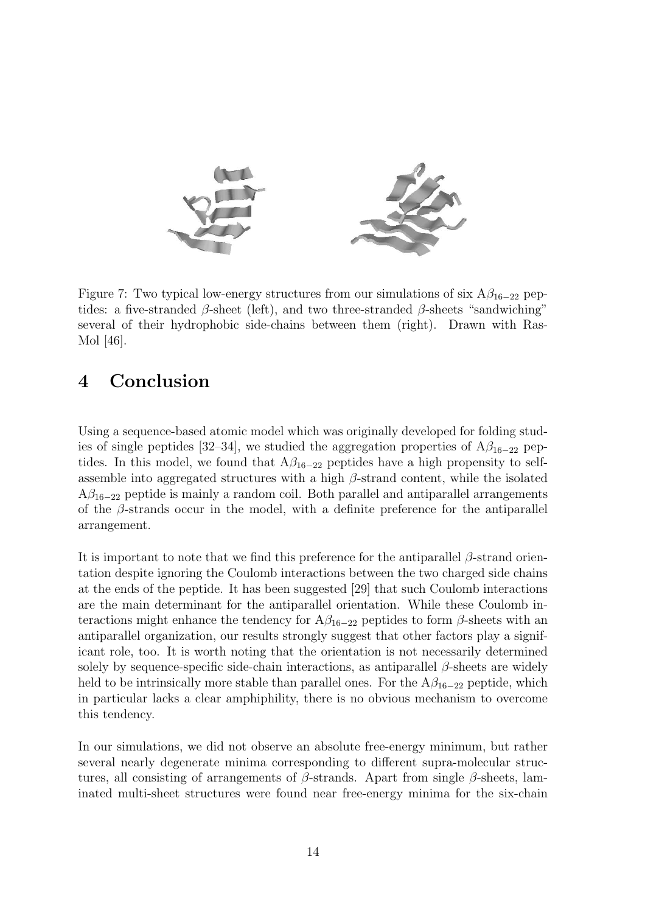Figure 7: Two typical low-energy structures from our simulations of six $A\beta_{16-22}$ peptides: a five-stranded $\beta$-sheet (left), and two three-stranded $\beta$-sheets "sandwiching" several of their hydrophobic side-chains between them (right). Drawn with RasMol [46].

# 4 Conclusion

Using a sequence-based atomic model which was originally developed for folding studies of single peptides [32–34], we studied the aggregation properties of $A\beta_{16-22}$ peptides. In this model, we found that $A\beta_{16-22}$ peptides have a high propensity to self-assemble into aggregated structures with a high $\beta$-strand content, while the isolated $A\beta_{16-22}$ peptide is mainly a random coil. Both parallel and antiparallel arrangements of the $\beta$-strands occur in the model, with a definite preference for the antiparallel arrangement.

It is important to note that we find this preference for the antiparallel $\beta$-strand orientation despite ignoring the Coulomb interactions between the two charged side chains at the ends of the peptide. It has been suggested [29] that such Coulomb interactions are the main determinant for the antiparallel orientation. While these Coulomb interactions might enhance the tendency for $A\beta_{16-22}$ peptides to form $\beta$-sheets with an antiparallel organization, our results strongly suggest that other factors play a significant role, too. It is worth noting that the orientation is not necessarily determined solely by sequence-specific side-chain interactions, as antiparallel $\beta$-sheets are widely held to be intrinsically more stable than parallel ones. For the $A\beta_{16-22}$ peptide, which in particular lacks a clear amphiphility, there is no obvious mechanism to overcome this tendency.

In our simulations, we did not observe an absolute free-energy minimum, but rather several nearly degenerate minima corresponding to different supra-molecular structures, all consisting of arrangements of $\beta$-strands. Apart from single $\beta$-sheets, laminated multi-sheet structures were found near free-energy minima for the six-chain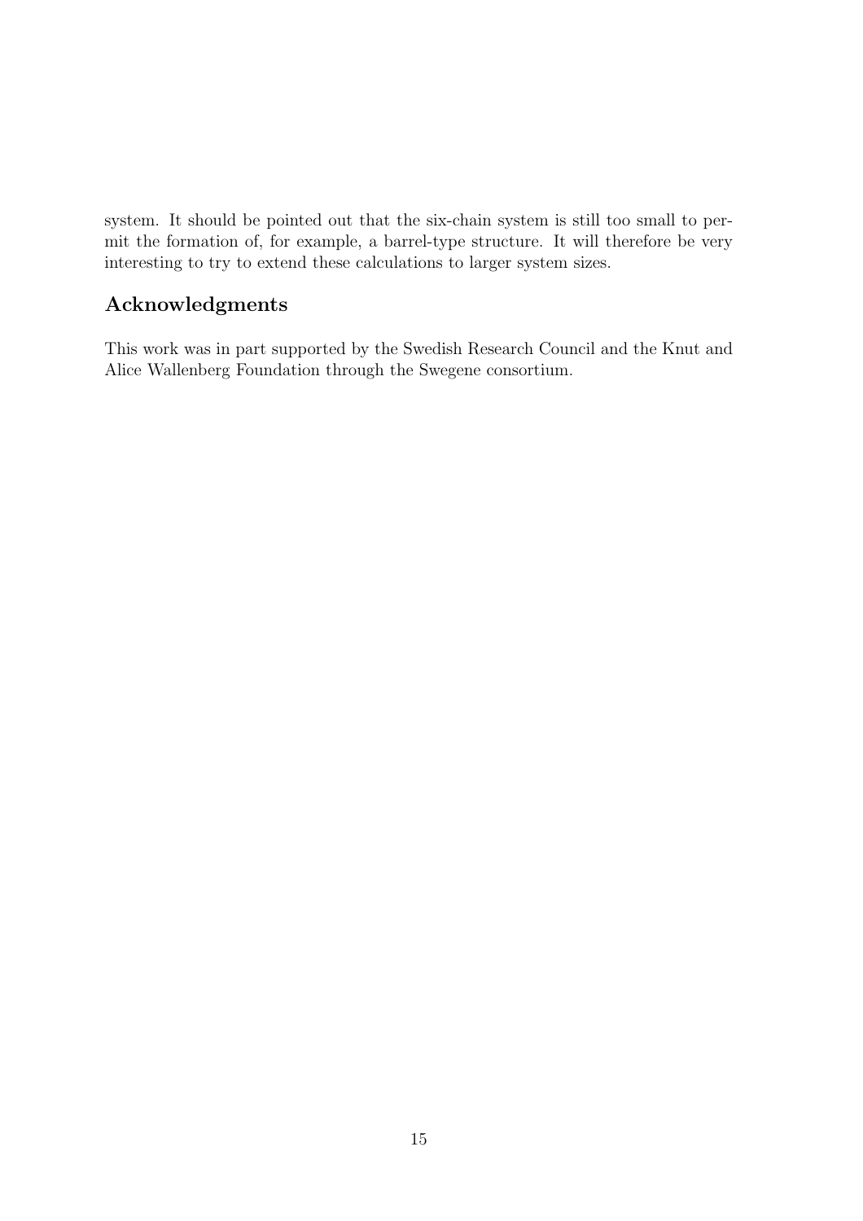system. It should be pointed out that the six-chain system is still too small to permit the formation of, for example, a barrel-type structure. It will therefore be very interesting to try to extend these calculations to larger system sizes.

## Acknowledgments

This work was in part supported by the Swedish Research Council and the Knut and Alice Wallenberg Foundation through the Swegene consortium.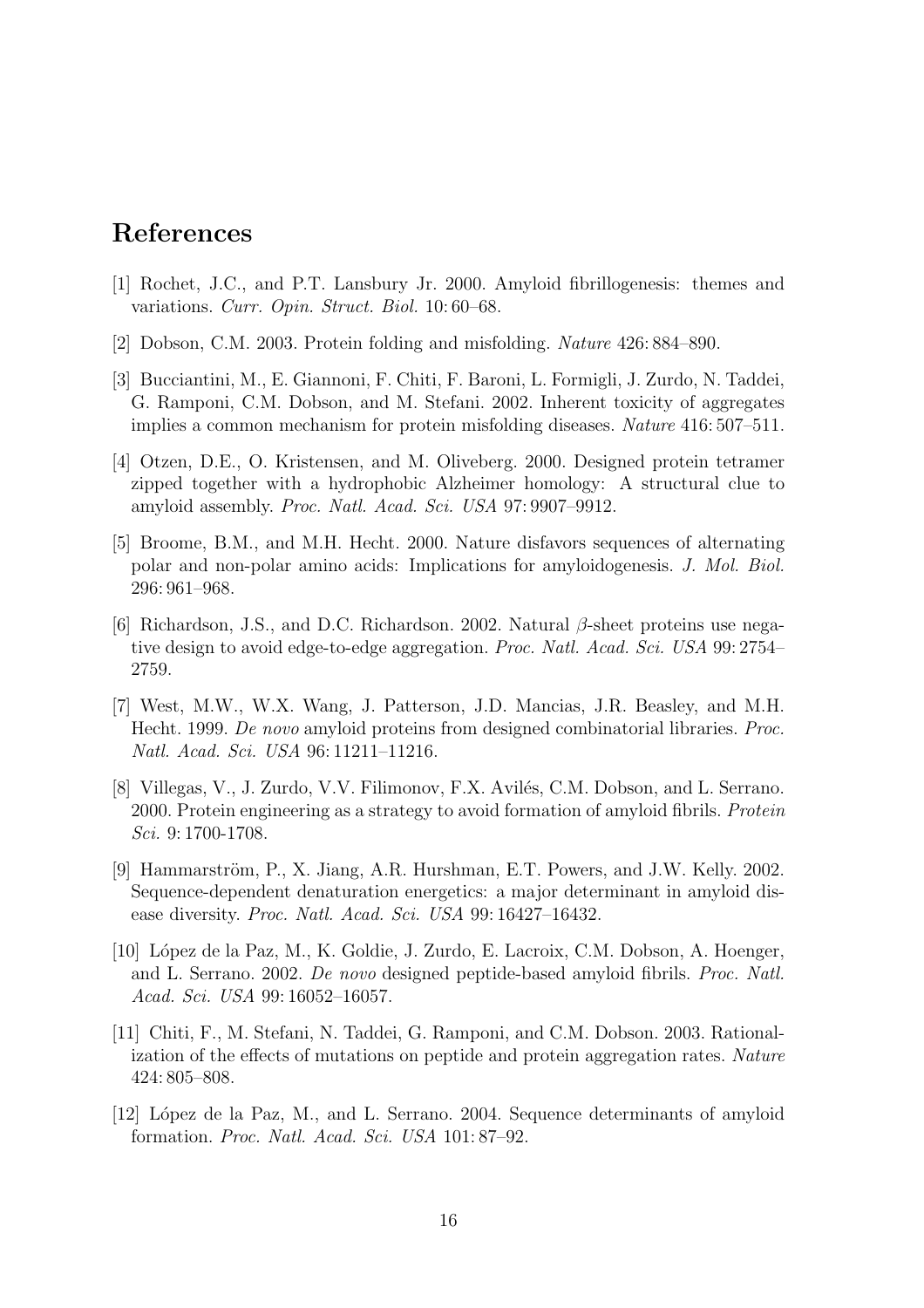# References

[1] Rochet, J.C., and P.T. Lansbury Jr. 2000. Amyloid fibrillogenesis: themes and variations. *Curr. Opin. Struct. Biol.* 10: 60–68.

[2] Dobson, C.M. 2003. Protein folding and misfolding. *Nature* 426: 884–890.

[3] Bucciantini, M., E. Giannoni, F. Chiti, F. Baroni, L. Formigli, J. Zurdo, N. Taddei, G. Ramponi, C.M. Dobson, and M. Stefani. 2002. Inherent toxicity of aggregates implies a common mechanism for protein misfolding diseases. *Nature* 416: 507–511.

[4] Otzen, D.E., O. Kristensen, and M. Oliveberg. 2000. Designed protein tetramer zipped together with a hydrophobic Alzheimer homology: A structural clue to amyloid assembly. *Proc. Natl. Acad. Sci. USA* 97: 9907–9912.

[5] Broome, B.M., and M.H. Hecht. 2000. Nature disfavors sequences of alternating polar and non-polar amino acids: Implications for amyloidogenesis. *J. Mol. Biol.* 296: 961–968.

[6] Richardson, J.S., and D.C. Richardson. 2002. Natural $\beta$-sheet proteins use negative design to avoid edge-to-edge aggregation. *Proc. Natl. Acad. Sci. USA* 99: 2754–2759.

[7] West, M.W., W.X. Wang, J. Patterson, J.D. Mancias, J.R. Beasley, and M.H. Hecht. 1999. *De novo* amyloid proteins from designed combinatorial libraries. *Proc. Natl. Acad. Sci. USA* 96: 11211–11216.

[8] Villegas, V., J. Zurdo, V.V. Filimonov, F.X. Avilés, C.M. Dobson, and L. Serrano. 2000. Protein engineering as a strategy to avoid formation of amyloid fibrils. *Protein Sci.* 9: 1700-1708.

[9] Hammarström, P., X. Jiang, A.R. Hurshman, E.T. Powers, and J.W. Kelly. 2002. Sequence-dependent denaturation energetics: a major determinant in amyloid disease diversity. *Proc. Natl. Acad. Sci. USA* 99: 16427–16432.

[10] López de la Paz, M., K. Goldie, J. Zurdo, E. Lacroix, C.M. Dobson, A. Hoenger, and L. Serrano. 2002. *De novo* designed peptide-based amyloid fibrils. *Proc. Natl. Acad. Sci. USA* 99: 16052–16057.

[11] Chiti, F., M. Stefani, N. Taddei, G. Ramponi, and C.M. Dobson. 2003. Rationalization of the effects of mutations on peptide and protein aggregation rates. *Nature* 424: 805–808.

[12] López de la Paz, M., and L. Serrano. 2004. Sequence determinants of amyloid formation. *Proc. Natl. Acad. Sci. USA* 101: 87–92.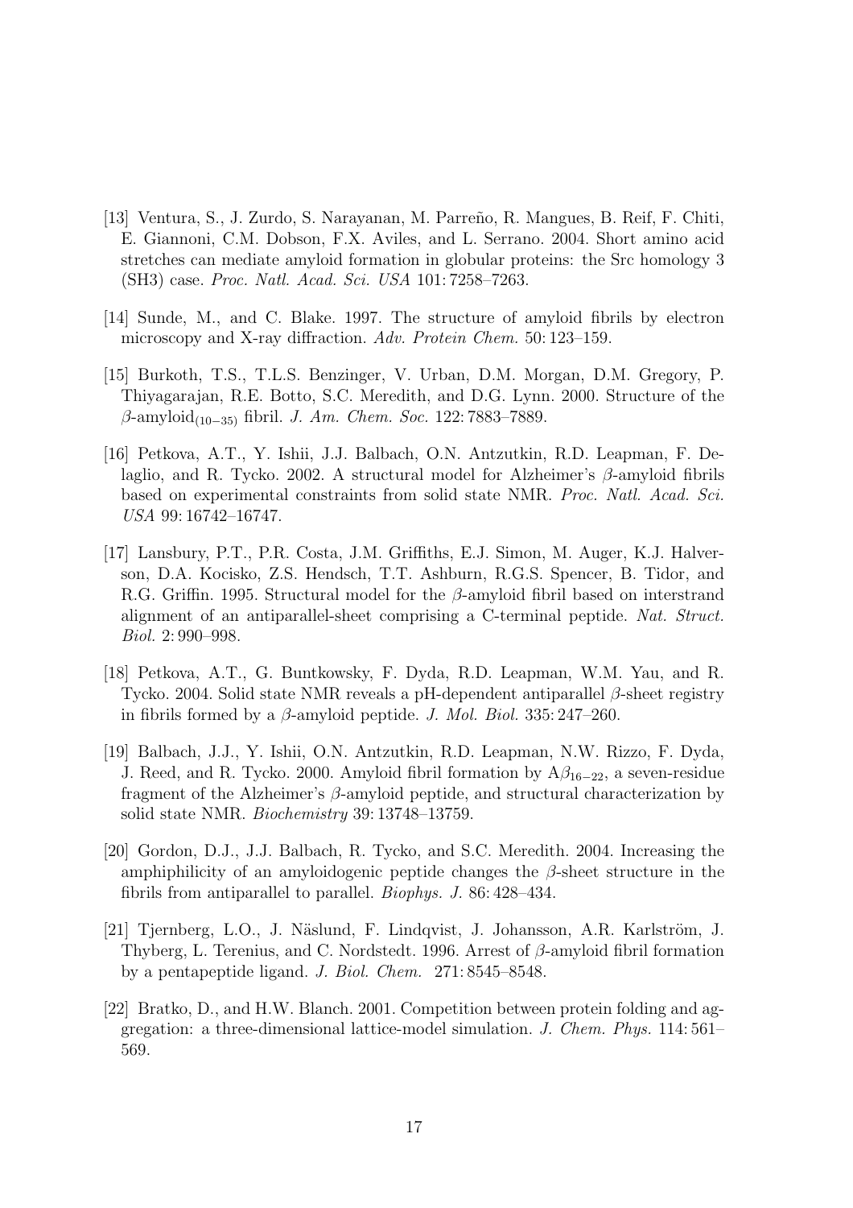[13] Ventura, S., J. Zurdo, S. Narayanan, M. Parreño, R. Mangues, B. Reif, F. Chiti, E. Giannoni, C.M. Dobson, F.X. Aviles, and L. Serrano. 2004. Short amino acid stretches can mediate amyloid formation in globular proteins: the Src homology 3 (SH3) case. *Proc. Natl. Acad. Sci. USA* 101: 7258–7263.

[14] Sunde, M., and C. Blake. 1997. The structure of amyloid fibrils by electron microscopy and X-ray diffraction. *Adv. Protein Chem.* 50: 123–159.

[15] Burkoth, T.S., T.L.S. Benzinger, V. Urban, D.M. Morgan, D.M. Gregory, P. Thiyagarajan, R.E. Botto, S.C. Meredith, and D.G. Lynn. 2000. Structure of the $\beta$-amyloid$_{(10-35)}$ fibril. *J. Am. Chem. Soc.* 122: 7883–7889.

[16] Petkova, A.T., Y. Ishii, J.J. Balbach, O.N. Antzutkin, R.D. Leapman, F. Delaglio, and R. Tycko. 2002. A structural model for Alzheimer's $\beta$-amyloid fibrils based on experimental constraints from solid state NMR. *Proc. Natl. Acad. Sci. USA* 99: 16742–16747.

[17] Lansbury, P.T., P.R. Costa, J.M. Griffiths, E.J. Simon, M. Auger, K.J. Halverson, D.A. Kocisko, Z.S. Hendsch, T.T. Ashburn, R.G.S. Spencer, B. Tidor, and R.G. Griffin. 1995. Structural model for the $\beta$-amyloid fibril based on interstrand alignment of an antiparallel-sheet comprising a C-terminal peptide. *Nat. Struct. Biol.* 2: 990–998.

[18] Petkova, A.T., G. Buntkowsky, F. Dyda, R.D. Leapman, W.M. Yau, and R. Tycko. 2004. Solid state NMR reveals a pH-dependent antiparallel $\beta$-sheet registry in fibrils formed by a $\beta$-amyloid peptide. *J. Mol. Biol.* 335: 247–260.

[19] Balbach, J.J., Y. Ishii, O.N. Antzutkin, R.D. Leapman, N.W. Rizzo, F. Dyda, J. Reed, and R. Tycko. 2000. Amyloid fibril formation by A$\beta_{16-22}$, a seven-residue fragment of the Alzheimer's $\beta$-amyloid peptide, and structural characterization by solid state NMR. *Biochemistry* 39: 13748–13759.

[20] Gordon, D.J., J.J. Balbach, R. Tycko, and S.C. Meredith. 2004. Increasing the amphiphilicity of an amyloidogenic peptide changes the $\beta$-sheet structure in the fibrils from antiparallel to parallel. *Biophys. J.* 86: 428–434.

[21] Tjernberg, L.O., J. Näslund, F. Lindqvist, J. Johansson, A.R. Karlström, J. Thyberg, L. Terenius, and C. Nordstedt. 1996. Arrest of $\beta$-amyloid fibril formation by a pentapeptide ligand. *J. Biol. Chem.* 271: 8545–8548.

[22] Bratko, D., and H.W. Blanch. 2001. Competition between protein folding and aggregation: a three-dimensional lattice-model simulation. *J. Chem. Phys.* 114: 561–569.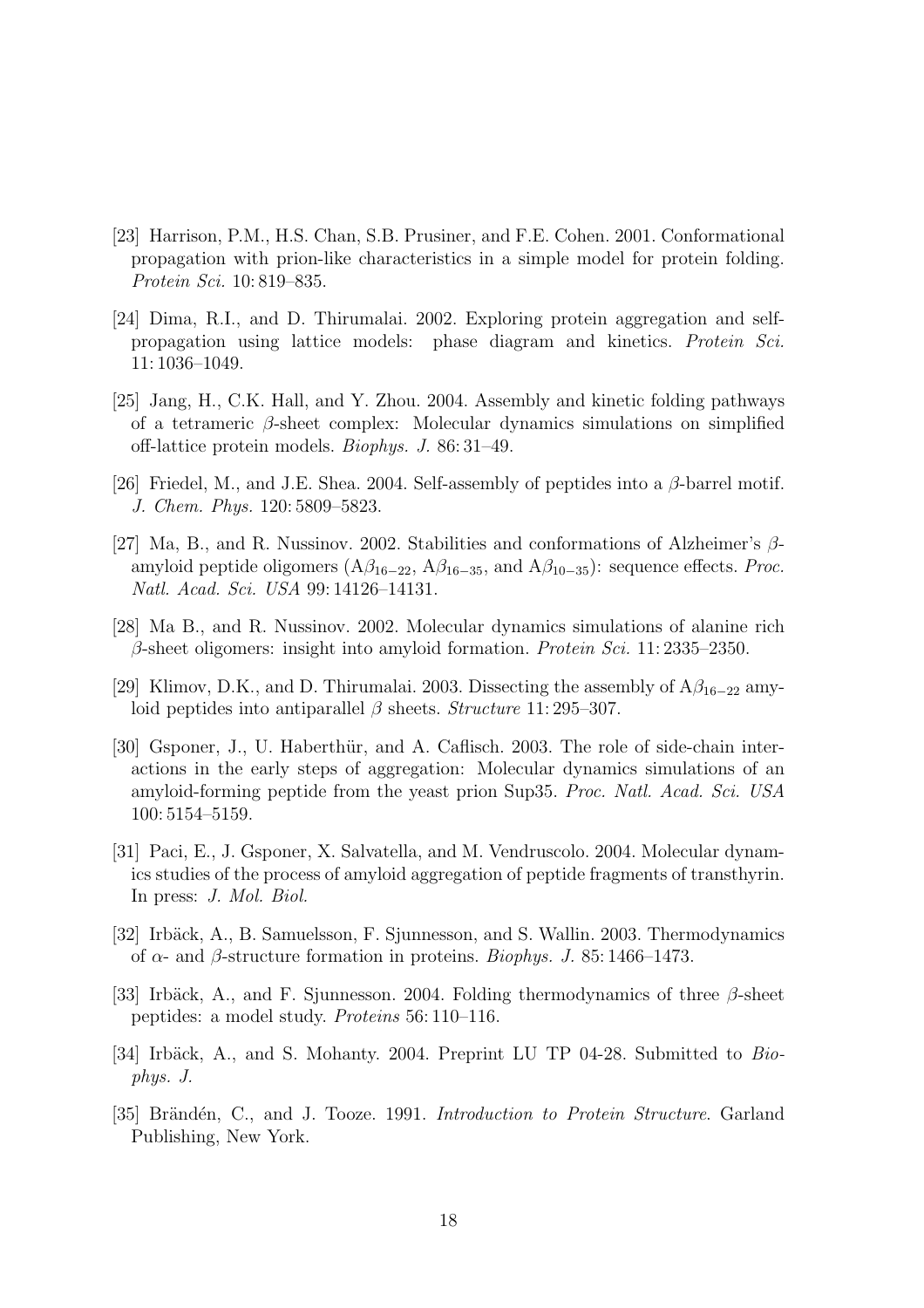[23] Harrison, P.M., H.S. Chan, S.B. Prusiner, and F.E. Cohen. 2001. Conformational propagation with prion-like characteristics in a simple model for protein folding. *Protein Sci.* 10: 819–835.

[24] Dima, R.I., and D. Thirumalai. 2002. Exploring protein aggregation and self-propagation using lattice models: phase diagram and kinetics. *Protein Sci.* 11: 1036–1049.

[25] Jang, H., C.K. Hall, and Y. Zhou. 2004. Assembly and kinetic folding pathways of a tetrameric $\beta$-sheet complex: Molecular dynamics simulations on simplified off-lattice protein models. *Biophys. J.* 86: 31–49.

[26] Friedel, M., and J.E. Shea. 2004. Self-assembly of peptides into a $\beta$-barrel motif. *J. Chem. Phys.* 120: 5809–5823.

[27] Ma, B., and R. Nussinov. 2002. Stabilities and conformations of Alzheimer's $\beta$-amyloid peptide oligomers ($A\beta_{16-22}$, $A\beta_{16-35}$, and $A\beta_{10-35}$): sequence effects. *Proc. Natl. Acad. Sci. USA* 99: 14126–14131.

[28] Ma B., and R. Nussinov. 2002. Molecular dynamics simulations of alanine rich $\beta$-sheet oligomers: insight into amyloid formation. *Protein Sci.* 11: 2335–2350.

[29] Klimov, D.K., and D. Thirumalai. 2003. Dissecting the assembly of $A\beta_{16-22}$ amyloid peptides into antiparallel $\beta$ sheets. *Structure* 11: 295–307.

[30] Gsponer, J., U. Haberthür, and A. Caflisch. 2003. The role of side-chain interactions in the early steps of aggregation: Molecular dynamics simulations of an amyloid-forming peptide from the yeast prion Sup35. *Proc. Natl. Acad. Sci. USA* 100: 5154–5159.

[31] Paci, E., J. Gsponer, X. Salvatella, and M. Vendruscolo. 2004. Molecular dynamics studies of the process of amyloid aggregation of peptide fragments of transthyrin. In press: *J. Mol. Biol.*

[32] Irbäck, A., B. Samuelsson, F. Sjunnesson, and S. Wallin. 2003. Thermodynamics of $\alpha$- and $\beta$-structure formation in proteins. *Biophys. J.* 85: 1466–1473.

[33] Irbäck, A., and F. Sjunnesson. 2004. Folding thermodynamics of three $\beta$-sheet peptides: a model study. *Proteins* 56: 110–116.

[34] Irbäck, A., and S. Mohanty. 2004. Preprint LU TP 04-28. Submitted to *Biophys. J.*

[35] Brändén, C., and J. Tooze. 1991. *Introduction to Protein Structure*. Garland Publishing, New York.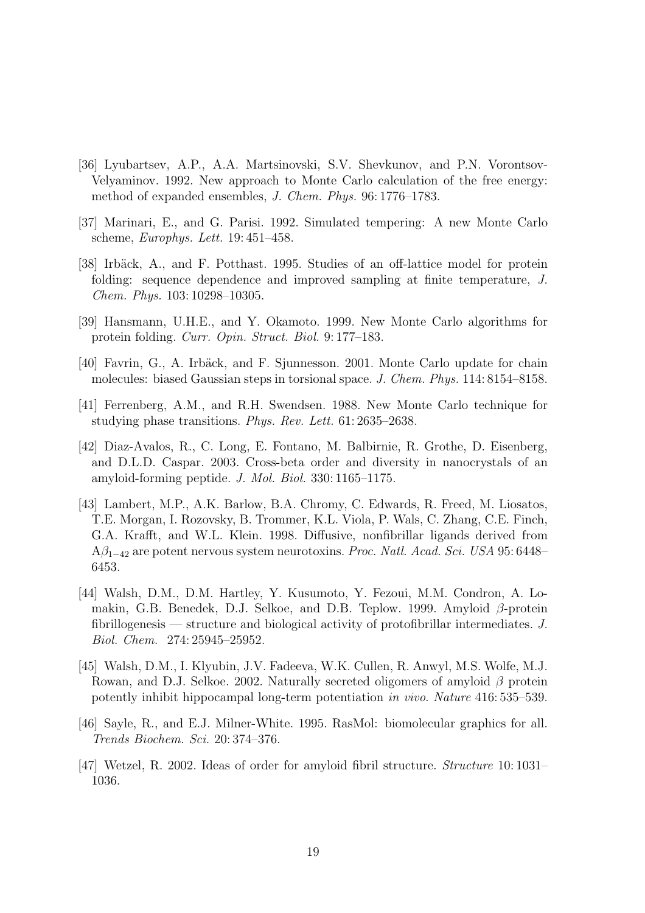[36] Lyubartsev, A.P., A.A. Martsinovski, S.V. Shevkunov, and P.N. Vorontsov-Velyaminov. 1992. New approach to Monte Carlo calculation of the free energy: method of expanded ensembles, *J. Chem. Phys.* 96: 1776–1783.

[37] Marinari, E., and G. Parisi. 1992. Simulated tempering: A new Monte Carlo scheme, *Europhys. Lett.* 19: 451–458.

[38] Irbäck, A., and F. Potthast. 1995. Studies of an off-lattice model for protein folding: sequence dependence and improved sampling at finite temperature, *J. Chem. Phys.* 103: 10298–10305.

[39] Hansmann, U.H.E., and Y. Okamoto. 1999. New Monte Carlo algorithms for protein folding. *Curr. Opin. Struct. Biol.* 9: 177–183.

[40] Favrin, G., A. Irbäck, and F. Sjunnesson. 2001. Monte Carlo update for chain molecules: biased Gaussian steps in torsional space. *J. Chem. Phys.* 114: 8154–8158.

[41] Ferrenberg, A.M., and R.H. Swendsen. 1988. New Monte Carlo technique for studying phase transitions. *Phys. Rev. Lett.* 61: 2635–2638.

[42] Diaz-Avalos, R., C. Long, E. Fontano, M. Balbirnie, R. Grothe, D. Eisenberg, and D.L.D. Caspar. 2003. Cross-beta order and diversity in nanocrystals of an amyloid-forming peptide. *J. Mol. Biol.* 330: 1165–1175.

[43] Lambert, M.P., A.K. Barlow, B.A. Chromy, C. Edwards, R. Freed, M. Liosatos, T.E. Morgan, I. Rozovsky, B. Trommer, K.L. Viola, P. Wals, C. Zhang, C.E. Finch, G.A. Krafft, and W.L. Klein. 1998. Diffusive, nonfibrillar ligands derived from $A\beta_{1-42}$ are potent nervous system neurotoxins. *Proc. Natl. Acad. Sci. USA* 95: 6448–6453.

[44] Walsh, D.M., D.M. Hartley, Y. Kusumoto, Y. Fezoui, M.M. Condron, A. Lomakin, G.B. Benedek, D.J. Selkoe, and D.B. Teplow. 1999. Amyloid $\beta$-protein fibrillogenesis — structure and biological activity of protofibrillar intermediates. *J. Biol. Chem.* 274: 25945–25952.

[45] Walsh, D.M., I. Klyubin, J.V. Fadeeva, W.K. Cullen, R. Anwyl, M.S. Wolfe, M.J. Rowan, and D.J. Selkoe. 2002. Naturally secreted oligomers of amyloid $\beta$ protein potently inhibit hippocampal long-term potentiation *in vivo*. *Nature* 416: 535–539.

[46] Sayle, R., and E.J. Milner-White. 1995. RasMol: biomolecular graphics for all. *Trends Biochem. Sci.* 20: 374–376.

[47] Wetzel, R. 2002. Ideas of order for amyloid fibril structure. *Structure* 10: 1031–1036.